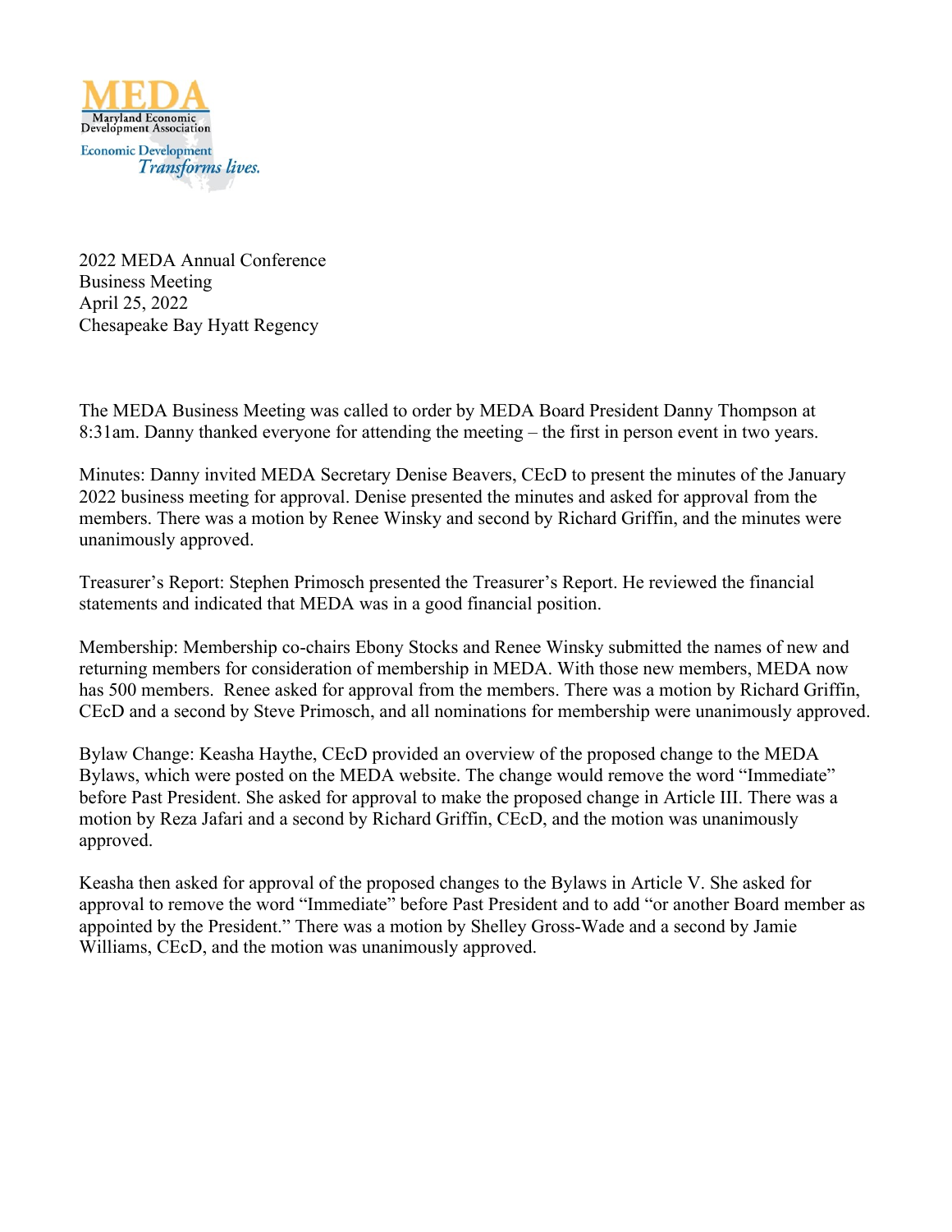MEDA
Maryland Economic Development Association
Economic Development *Transforms lives.*

2022 MEDA Annual Conference
Business Meeting
April 25, 2022
Chesapeake Bay Hyatt Regency

The MEDA Business Meeting was called to order by MEDA Board President Danny Thompson at 8:31am. Danny thanked everyone for attending the meeting – the first in person event in two years.

Minutes: Danny invited MEDA Secretary Denise Beavers, CEcD to present the minutes of the January 2022 business meeting for approval. Denise presented the minutes and asked for approval from the members. There was a motion by Renee Winsky and second by Richard Griffin, and the minutes were unanimously approved.

Treasurer's Report: Stephen Primosch presented the Treasurer's Report. He reviewed the financial statements and indicated that MEDA was in a good financial position.

Membership: Membership co-chairs Ebony Stocks and Renee Winsky submitted the names of new and returning members for consideration of membership in MEDA. With those new members, MEDA now has 500 members. Renee asked for approval from the members. There was a motion by Richard Griffin, CEcD and a second by Steve Primosch, and all nominations for membership were unanimously approved.

Bylaw Change: Keasha Haythe, CEcD provided an overview of the proposed change to the MEDA Bylaws, which were posted on the MEDA website. The change would remove the word "Immediate" before Past President. She asked for approval to make the proposed change in Article III. There was a motion by Reza Jafari and a second by Richard Griffin, CEcD, and the motion was unanimously approved.

Keasha then asked for approval of the proposed changes to the Bylaws in Article V. She asked for approval to remove the word "Immediate" before Past President and to add "or another Board member as appointed by the President." There was a motion by Shelley Gross-Wade and a second by Jamie Williams, CEcD, and the motion was unanimously approved.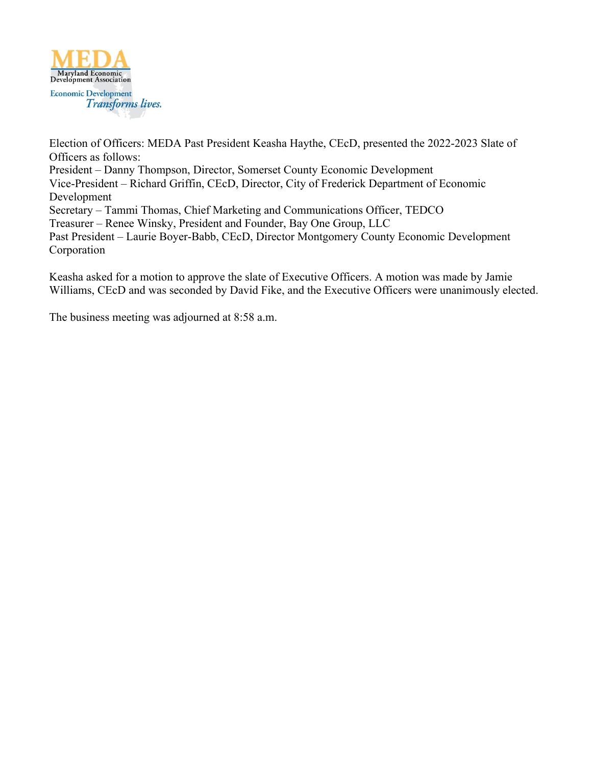Election of Officers: MEDA Past President Keasha Haythe, CEcD, presented the 2022-2023 Slate of Officers as follows:

President – Danny Thompson, Director, Somerset County Economic Development

Vice-President – Richard Griffin, CEcD, Director, City of Frederick Department of Economic Development

Secretary – Tammi Thomas, Chief Marketing and Communications Officer, TEDCO

Treasurer – Renee Winsky, President and Founder, Bay One Group, LLC

Past President – Laurie Boyer-Babb, CEcD, Director Montgomery County Economic Development Corporation

Keasha asked for a motion to approve the slate of Executive Officers. A motion was made by Jamie Williams, CEcD and was seconded by David Fike, and the Executive Officers were unanimously elected.

The business meeting was adjourned at 8:58 a.m.